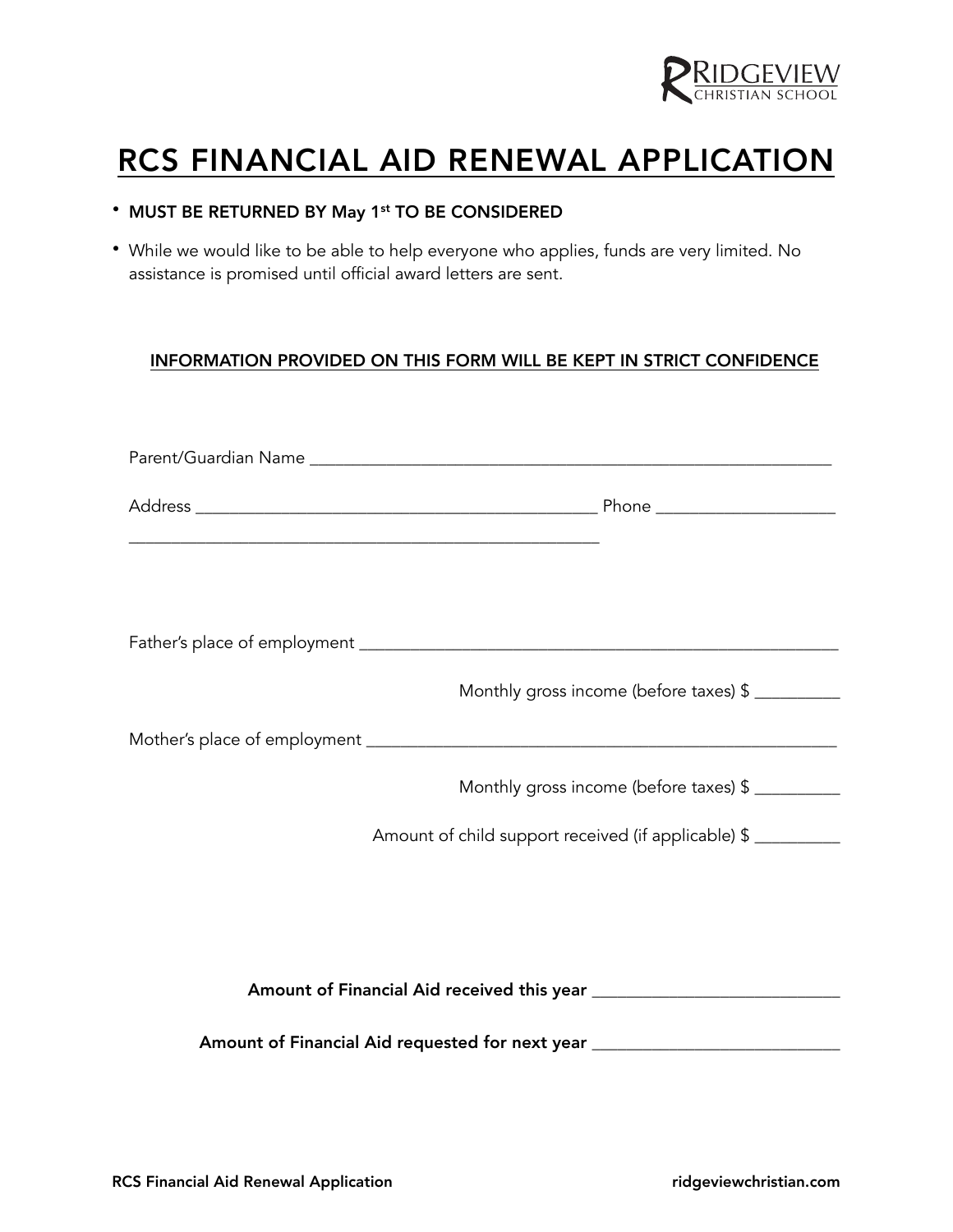RIDGEVIEW CHRISTIAN SCHOOL

# RCS FINANCIAL AID RENEWAL APPLICATION

- **MUST BE RETURNED BY May 1st TO BE CONSIDERED**
- While we would like to be able to help everyone who applies, funds are very limited. No assistance is promised until official award letters are sent.

**INFORMATION PROVIDED ON THIS FORM WILL BE KEPT IN STRICT CONFIDENCE**

Parent/Guardian Name ___________________________________________________________

Address _____________________________________________ Phone ___________________

______________________________________________________

Father's place of employment ____________________________________________________

Monthly gross income (before taxes) $ _________

Mother's place of employment ___________________________________________________

Monthly gross income (before taxes) $ _________

Amount of child support received (if applicable) $ _________

**Amount of Financial Aid received this year** ___________________________

**Amount of Financial Aid requested for next year** ___________________________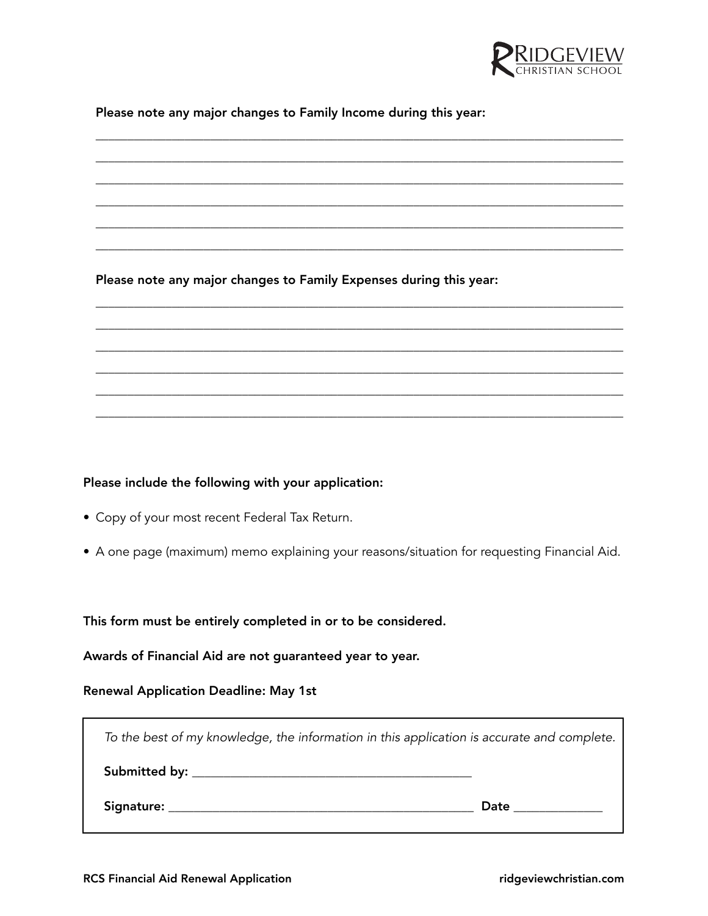**Please note any major changes to Family Income during this year:**

______________________________________________________________________________

______________________________________________________________________________

______________________________________________________________________________

______________________________________________________________________________

______________________________________________________________________________

______________________________________________________________________________

**Please note any major changes to Family Expenses during this year:**

______________________________________________________________________________

______________________________________________________________________________

______________________________________________________________________________

______________________________________________________________________________

______________________________________________________________________________

______________________________________________________________________________

**Please include the following with your application:**

- Copy of your most recent Federal Tax Return.
- A one page (maximum) memo explaining your reasons/situation for requesting Financial Aid.

**This form must be entirely completed in or to be considered.**

**Awards of Financial Aid are not guaranteed year to year.**

**Renewal Application Deadline: May 1st**

*To the best of my knowledge, the information in this application is accurate and complete.*

**Submitted by:** ________________________________________

**Signature:** ____________________________________________ **Date** _____________